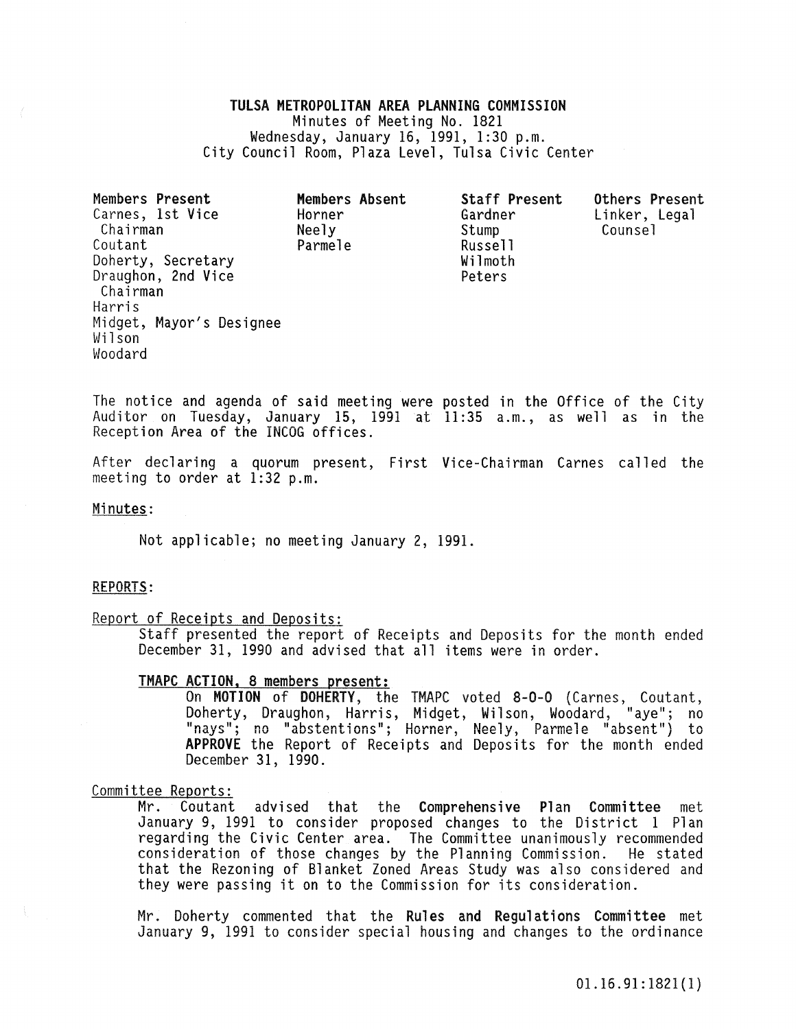# TULSA METROPOLITAN AREA PLANNING COMMISSION

Minutes of Meeting No. 1821
Wednesday, January 16, 1991, 1:30 p.m.
City Council Room, Plaza Level, Tulsa Civic Center

| Members Present | Members Absent | Staff Present | Others Present |
|---|---|---|---|
| Carnes, 1st Vice Chairman | Horner | Gardner | Linker, Legal Counsel |
| Coutant | Neely | Stump | |
| Doherty, Secretary | Parmele | Russell | |
| Draughon, 2nd Vice Chairman | | Wilmoth | |
| Harris | | Peters | |
| Midget, Mayor's Designee | | | |
| Wilson | | | |
| Woodard | | | |

The notice and agenda of said meeting were posted in the Office of the City Auditor on Tuesday, January 15, 1991 at 11:35 a.m., as well as in the Reception Area of the INCOG offices.

After declaring a quorum present, First Vice-Chairman Carnes called the meeting to order at 1:32 p.m.

Minutes:

Not applicable; no meeting January 2, 1991.

REPORTS:

Report of Receipts and Deposits:

Staff presented the report of Receipts and Deposits for the month ended December 31, 1990 and advised that all items were in order.

**TMAPC ACTION, 8 members present:**

On **MOTION** of **DOHERTY**, the TMAPC voted **8-0-0** (Carnes, Coutant, Doherty, Draughon, Harris, Midget, Wilson, Woodard, "aye"; no "nays"; no "abstentions"; Horner, Neely, Parmele "absent") to **APPROVE** the Report of Receipts and Deposits for the month ended December 31, 1990.

Committee Reports:

Mr. Coutant advised that the **Comprehensive Plan Committee** met January 9, 1991 to consider proposed changes to the District 1 Plan regarding the Civic Center area. The Committee unanimously recommended consideration of those changes by the Planning Commission. He stated that the Rezoning of Blanket Zoned Areas Study was also considered and they were passing it on to the Commission for its consideration.

Mr. Doherty commented that the **Rules and Regulations Committee** met January 9, 1991 to consider special housing and changes to the ordinance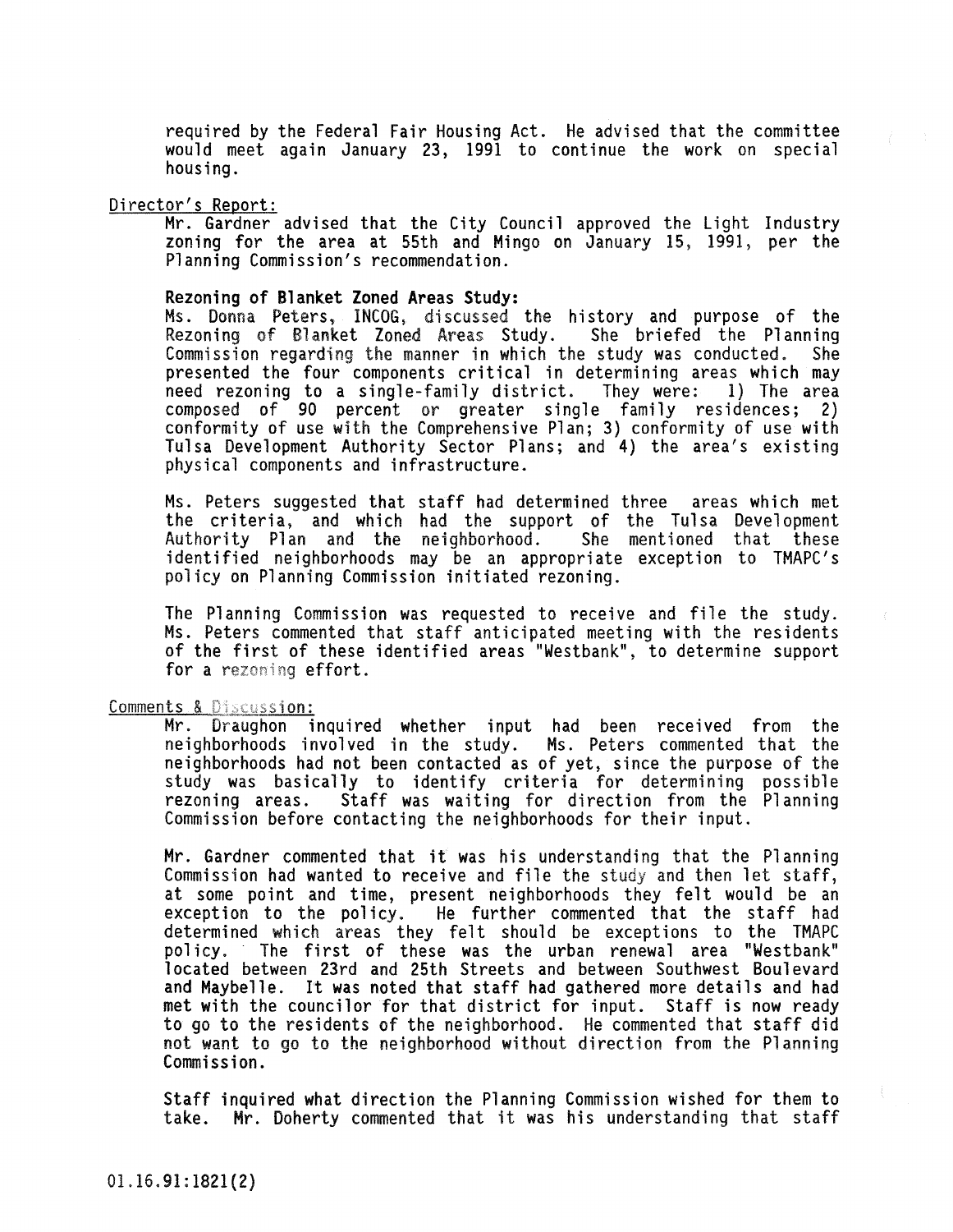required by the Federal Fair Housing Act. He advised that the committee would meet again January 23, 1991 to continue the work on special housing.

Director's Report:

Mr. Gardner advised that the City Council approved the Light Industry zoning for the area at 55th and Mingo on January 15, 1991, per the Planning Commission's recommendation.

**Rezoning of Blanket Zoned Areas Study:**

Ms. Donna Peters, INCOG, discussed the history and purpose of the Rezoning of Blanket Zoned Areas Study. She briefed the Planning Commission regarding the manner in which the study was conducted. She presented the four components critical in determining areas which may need rezoning to a single-family district. They were: 1) The area composed of 90 percent or greater single family residences; 2) conformity of use with the Comprehensive Plan; 3) conformity of use with Tulsa Development Authority Sector Plans; and 4) the area's existing physical components and infrastructure.

Ms. Peters suggested that staff had determined three areas which met the criteria, and which had the support of the Tulsa Development Authority Plan and the neighborhood. She mentioned that these identified neighborhoods may be an appropriate exception to TMAPC's policy on Planning Commission initiated rezoning.

The Planning Commission was requested to receive and file the study. Ms. Peters commented that staff anticipated meeting with the residents of the first of these identified areas "Westbank", to determine support for a rezoning effort.

Comments & Discussion:

Mr. Draughon inquired whether input had been received from the neighborhoods involved in the study. Ms. Peters commented that the neighborhoods had not been contacted as of yet, since the purpose of the study was basically to identify criteria for determining possible rezoning areas. Staff was waiting for direction from the Planning Commission before contacting the neighborhoods for their input.

Mr. Gardner commented that it was his understanding that the Planning Commission had wanted to receive and file the study and then let staff, at some point and time, present neighborhoods they felt would be an exception to the policy. He further commented that the staff had determined which areas they felt should be exceptions to the TMAPC policy. The first of these was the urban renewal area "Westbank" located between 23rd and 25th Streets and between Southwest Boulevard and Maybelle. It was noted that staff had gathered more details and had met with the councilor for that district for input. Staff is now ready to go to the residents of the neighborhood. He commented that staff did not want to go to the neighborhood without direction from the Planning Commission.

Staff inquired what direction the Planning Commission wished for them to take. Mr. Doherty commented that it was his understanding that staff

01.16.91:1821(2)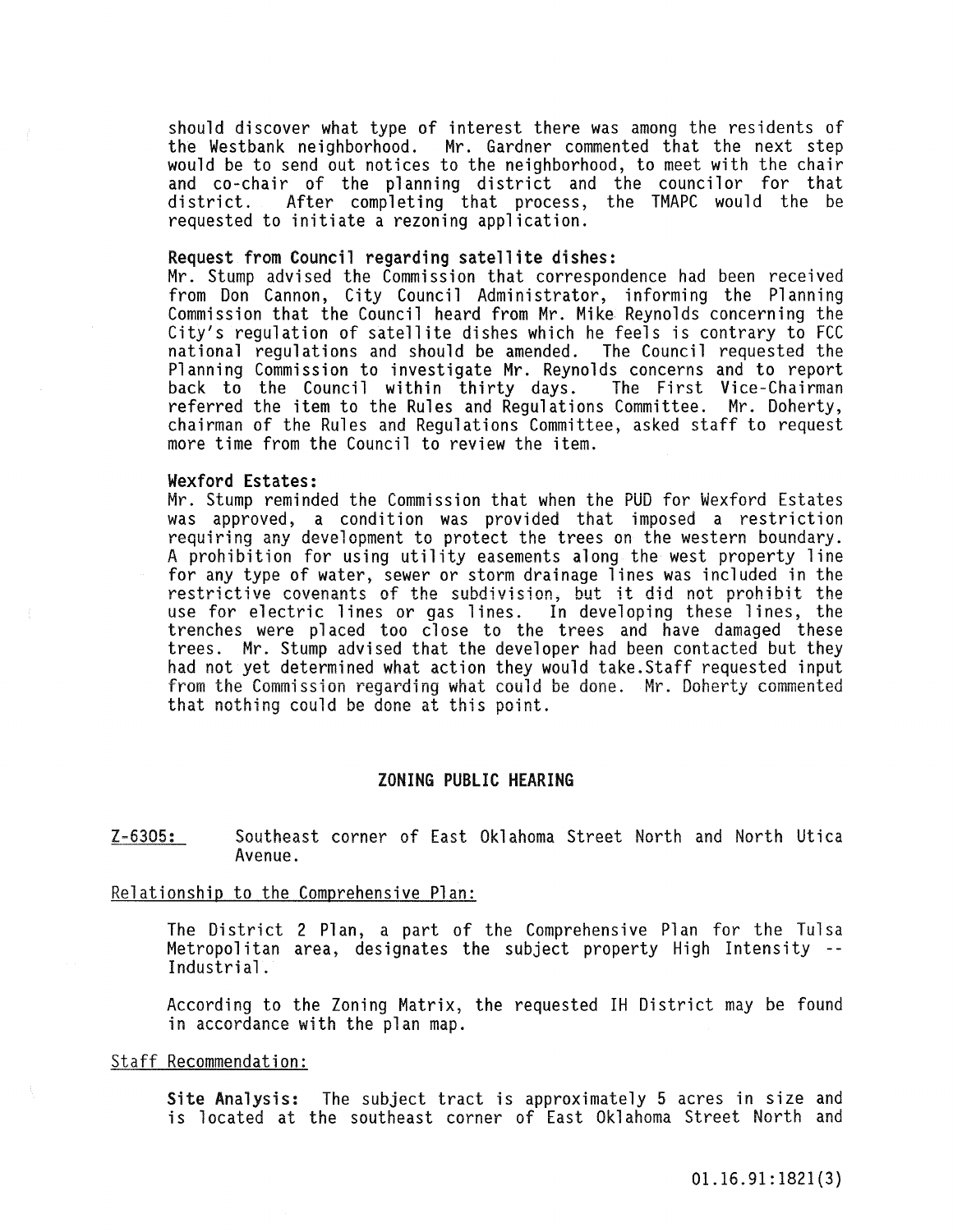should discover what type of interest there was among the residents of the Westbank neighborhood. Mr. Gardner commented that the next step would be to send out notices to the neighborhood, to meet with the chair and co-chair of the planning district and the councilor for that district. After completing that process, the TMAPC would the be requested to initiate a rezoning application.

**Request from Council regarding satellite dishes:**
Mr. Stump advised the Commission that correspondence had been received from Don Cannon, City Council Administrator, informing the Planning Commission that the Council heard from Mr. Mike Reynolds concerning the City's regulation of satellite dishes which he feels is contrary to FCC national regulations and should be amended. The Council requested the Planning Commission to investigate Mr. Reynolds concerns and to report back to the Council within thirty days. The First Vice-Chairman referred the item to the Rules and Regulations Committee. Mr. Doherty, chairman of the Rules and Regulations Committee, asked staff to request more time from the Council to review the item.

**Wexford Estates:**
Mr. Stump reminded the Commission that when the PUD for Wexford Estates was approved, a condition was provided that imposed a restriction requiring any development to protect the trees on the western boundary. A prohibition for using utility easements along the west property line for any type of water, sewer or storm drainage lines was included in the restrictive covenants of the subdivision, but it did not prohibit the use for electric lines or gas lines. In developing these lines, the trenches were placed too close to the trees and have damaged these trees. Mr. Stump advised that the developer had been contacted but they had not yet determined what action they would take.Staff requested input from the Commission regarding what could be done. Mr. Doherty commented that nothing could be done at this point.

## ZONING PUBLIC HEARING

Z-6305: Southeast corner of East Oklahoma Street North and North Utica Avenue.

Relationship to the Comprehensive Plan:

The District 2 Plan, a part of the Comprehensive Plan for the Tulsa Metropolitan area, designates the subject property High Intensity -- Industrial.

According to the Zoning Matrix, the requested IH District may be found in accordance with the plan map.

Staff Recommendation:

**Site Analysis:** The subject tract is approximately 5 acres in size and is located at the southeast corner of East Oklahoma Street North and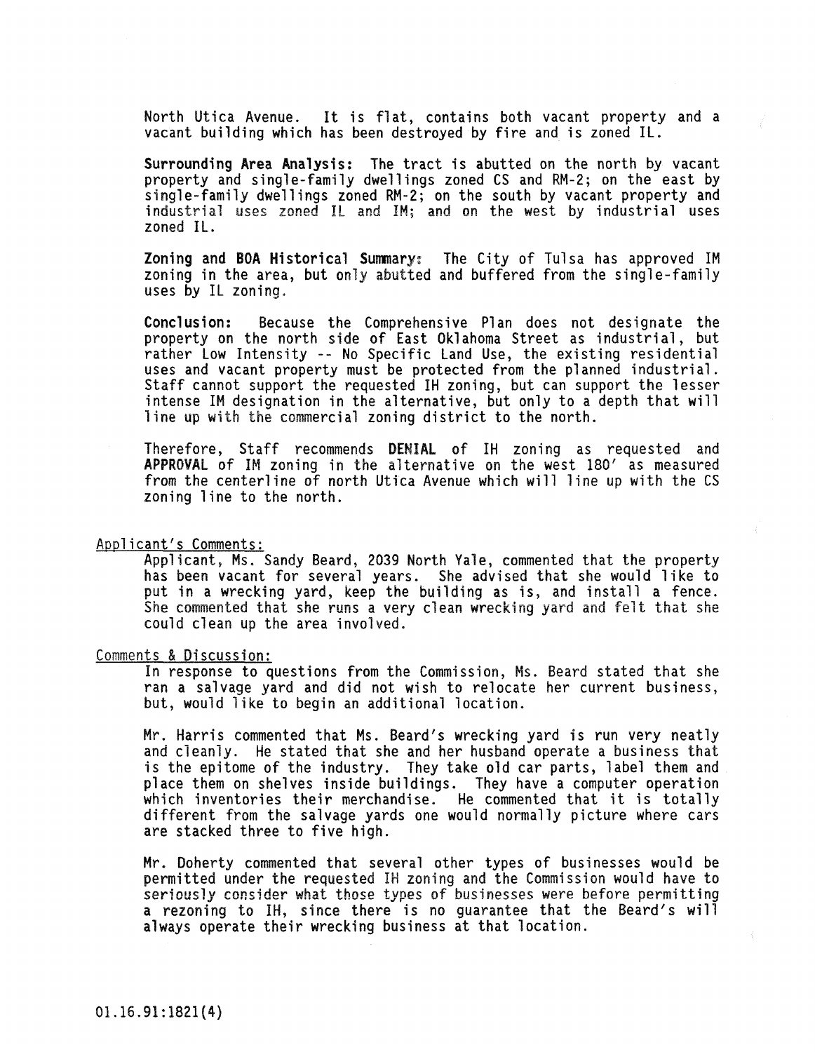North Utica Avenue. It is flat, contains both vacant property and a vacant building which has been destroyed by fire and is zoned IL.

**Surrounding Area Analysis:** The tract is abutted on the north by vacant property and single-family dwellings zoned CS and RM-2; on the east by single-family dwellings zoned RM-2; on the south by vacant property and industrial uses zoned IL and IM; and on the west by industrial uses zoned IL.

**Zoning and BOA Historical Summary:** The City of Tulsa has approved IM zoning in the area, but only abutted and buffered from the single-family uses by IL zoning.

**Conclusion:** Because the Comprehensive Plan does not designate the property on the north side of East Oklahoma Street as industrial, but rather Low Intensity -- No Specific Land Use, the existing residential uses and vacant property must be protected from the planned industrial. Staff cannot support the requested IH zoning, but can support the lesser intense IM designation in the alternative, but only to a depth that will line up with the commercial zoning district to the north.

Therefore, Staff recommends **DENIAL** of IH zoning as requested and **APPROVAL** of IM zoning in the alternative on the west 180' as measured from the centerline of north Utica Avenue which will line up with the CS zoning line to the north.

Applicant's Comments:

Applicant, Ms. Sandy Beard, 2039 North Yale, commented that the property has been vacant for several years. She advised that she would like to put in a wrecking yard, keep the building as is, and install a fence. She commented that she runs a very clean wrecking yard and felt that she could clean up the area involved.

Comments & Discussion:

In response to questions from the Commission, Ms. Beard stated that she ran a salvage yard and did not wish to relocate her current business, but, would like to begin an additional location.

Mr. Harris commented that Ms. Beard's wrecking yard is run very neatly and cleanly. He stated that she and her husband operate a business that is the epitome of the industry. They take old car parts, label them and place them on shelves inside buildings. They have a computer operation which inventories their merchandise. He commented that it is totally different from the salvage yards one would normally picture where cars are stacked three to five high.

Mr. Doherty commented that several other types of businesses would be permitted under the requested IH zoning and the Commission would have to seriously consider what those types of businesses were before permitting a rezoning to IH, since there is no guarantee that the Beard's will always operate their wrecking business at that location.

01.16.91:1821(4)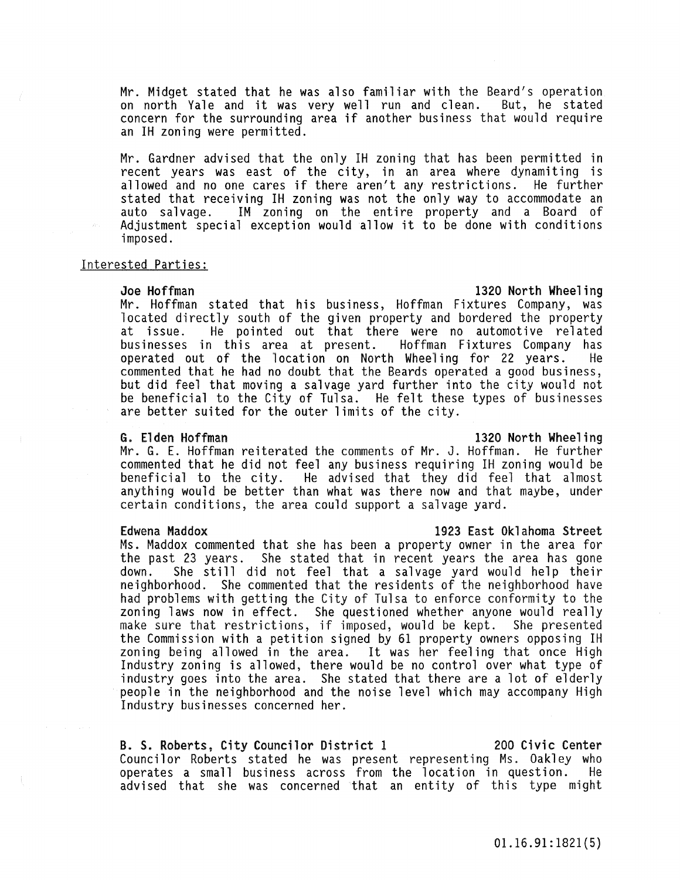Mr. Midget stated that he was also familiar with the Beard's operation on north Yale and it was very well run and clean. But, he stated concern for the surrounding area if another business that would require an IH zoning were permitted.

Mr. Gardner advised that the only IH zoning that has been permitted in recent years was east of the city, in an area where dynamiting is allowed and no one cares if there aren't any restrictions. He further stated that receiving IH zoning was not the only way to accommodate an auto salvage. IM zoning on the entire property and a Board of Adjustment special exception would allow it to be done with conditions imposed.

Interested Parties:

**Joe Hoffman** — **1320 North Wheeling**

Mr. Hoffman stated that his business, Hoffman Fixtures Company, was located directly south of the given property and bordered the property at issue. He pointed out that there were no automotive related businesses in this area at present. Hoffman Fixtures Company has operated out of the location on North Wheeling for 22 years. He commented that he had no doubt that the Beards operated a good business, but did feel that moving a salvage yard further into the city would not be beneficial to the City of Tulsa. He felt these types of businesses are better suited for the outer limits of the city.

**G. Elden Hoffman** — **1320 North Wheeling**

Mr. G. E. Hoffman reiterated the comments of Mr. J. Hoffman. He further commented that he did not feel any business requiring IH zoning would be beneficial to the city. He advised that they did feel that almost anything would be better than what was there now and that maybe, under certain conditions, the area could support a salvage yard.

**Edwena Maddox** — **1923 East Oklahoma Street**

Ms. Maddox commented that she has been a property owner in the area for the past 23 years. She stated that in recent years the area has gone down. She still did not feel that a salvage yard would help their neighborhood. She commented that the residents of the neighborhood have had problems with getting the City of Tulsa to enforce conformity to the zoning laws now in effect. She questioned whether anyone would really make sure that restrictions, if imposed, would be kept. She presented the Commission with a petition signed by 61 property owners opposing IH zoning being allowed in the area. It was her feeling that once High Industry zoning is allowed, there would be no control over what type of industry goes into the area. She stated that there are a lot of elderly people in the neighborhood and the noise level which may accompany High Industry businesses concerned her.

**B. S. Roberts, City Councilor District 1** — **200 Civic Center**

Councilor Roberts stated he was present representing Ms. Oakley who operates a small business across from the location in question. He advised that she was concerned that an entity of this type might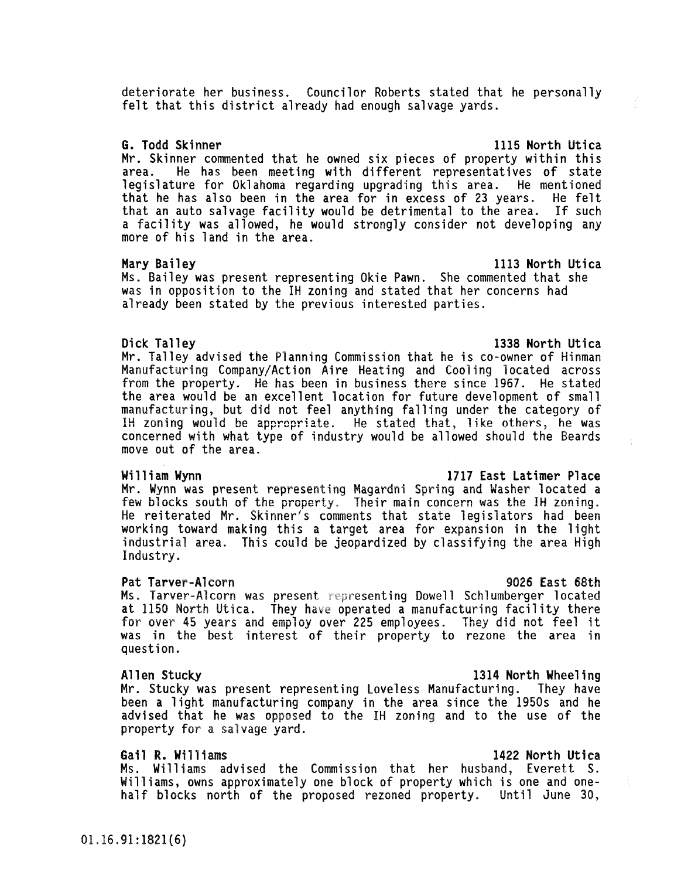deteriorate her business. Councilor Roberts stated that he personally felt that this district already had enough salvage yards.

**G. Todd Skinner** **1115 North Utica**
Mr. Skinner commented that he owned six pieces of property within this area. He has been meeting with different representatives of state legislature for Oklahoma regarding upgrading this area. He mentioned that he has also been in the area for in excess of 23 years. He felt that an auto salvage facility would be detrimental to the area. If such a facility was allowed, he would strongly consider not developing any more of his land in the area.

**Mary Bailey** **1113 North Utica**
Ms. Bailey was present representing Okie Pawn. She commented that she was in opposition to the IH zoning and stated that her concerns had already been stated by the previous interested parties.

**Dick Talley** **1338 North Utica**
Mr. Talley advised the Planning Commission that he is co-owner of Hinman Manufacturing Company/Action Aire Heating and Cooling located across from the property. He has been in business there since 1967. He stated the area would be an excellent location for future development of small manufacturing, but did not feel anything falling under the category of IH zoning would be appropriate. He stated that, like others, he was concerned with what type of industry would be allowed should the Beards move out of the area.

**William Wynn** **1717 East Latimer Place**
Mr. Wynn was present representing Magardni Spring and Washer located a few blocks south of the property. Their main concern was the IH zoning. He reiterated Mr. Skinner's comments that state legislators had been working toward making this a target area for expansion in the light industrial area. This could be jeopardized by classifying the area High Industry.

**Pat Tarver-Alcorn** **9026 East 68th**
Ms. Tarver-Alcorn was present representing Dowell Schlumberger located at 1150 North Utica. They have operated a manufacturing facility there for over 45 years and employ over 225 employees. They did not feel it was in the best interest of their property to rezone the area in question.

**Allen Stucky** **1314 North Wheeling**
Mr. Stucky was present representing Loveless Manufacturing. They have been a light manufacturing company in the area since the 1950s and he advised that he was opposed to the IH zoning and to the use of the property for a salvage yard.

**Gail R. Williams** **1422 North Utica**
Ms. Williams advised the Commission that her husband, Everett S. Williams, owns approximately one block of property which is one and one-half blocks north of the proposed rezoned property. Until June 30,

01.16.91:1821(6)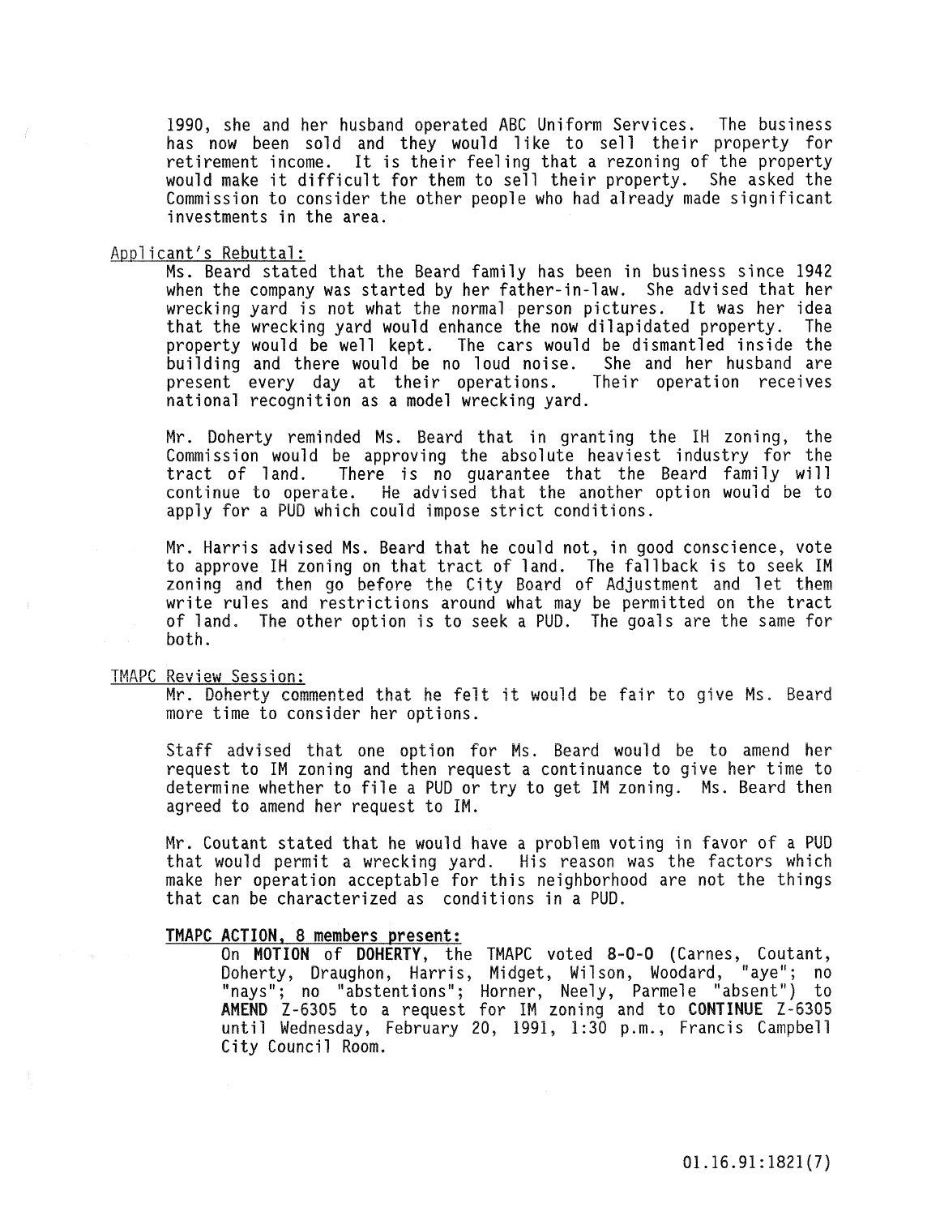1990, she and her husband operated ABC Uniform Services. The business has now been sold and they would like to sell their property for retirement income. It is their feeling that a rezoning of the property would make it difficult for them to sell their property. She asked the Commission to consider the other people who had already made significant investments in the area.

Applicant's Rebuttal:

Ms. Beard stated that the Beard family has been in business since 1942 when the company was started by her father-in-law. She advised that her wrecking yard is not what the normal person pictures. It was her idea that the wrecking yard would enhance the now dilapidated property. The property would be well kept. The cars would be dismantled inside the building and there would be no loud noise. She and her husband are present every day at their operations. Their operation receives national recognition as a model wrecking yard.

Mr. Doherty reminded Ms. Beard that in granting the IH zoning, the Commission would be approving the absolute heaviest industry for the tract of land. There is no guarantee that the Beard family will continue to operate. He advised that the another option would be to apply for a PUD which could impose strict conditions.

Mr. Harris advised Ms. Beard that he could not, in good conscience, vote to approve IH zoning on that tract of land. The fallback is to seek IM zoning and then go before the City Board of Adjustment and let them write rules and restrictions around what may be permitted on the tract of land. The other option is to seek a PUD. The goals are the same for both.

TMAPC Review Session:

Mr. Doherty commented that he felt it would be fair to give Ms. Beard more time to consider her options.

Staff advised that one option for Ms. Beard would be to amend her request to IM zoning and then request a continuance to give her time to determine whether to file a PUD or try to get IM zoning. Ms. Beard then agreed to amend her request to IM.

Mr. Coutant stated that he would have a problem voting in favor of a PUD that would permit a wrecking yard. His reason was the factors which make her operation acceptable for this neighborhood are not the things that can be characterized as conditions in a PUD.

**TMAPC ACTION, 8 members present:**

On **MOTION** of **DOHERTY**, the TMAPC voted **8-0-0** (Carnes, Coutant, Doherty, Draughon, Harris, Midget, Wilson, Woodard, "aye"; no "nays"; no "abstentions"; Horner, Neely, Parmele "absent") to **AMEND** Z-6305 to a request for IM zoning and to **CONTINUE** Z-6305 until Wednesday, February 20, 1991, 1:30 p.m., Francis Campbell City Council Room.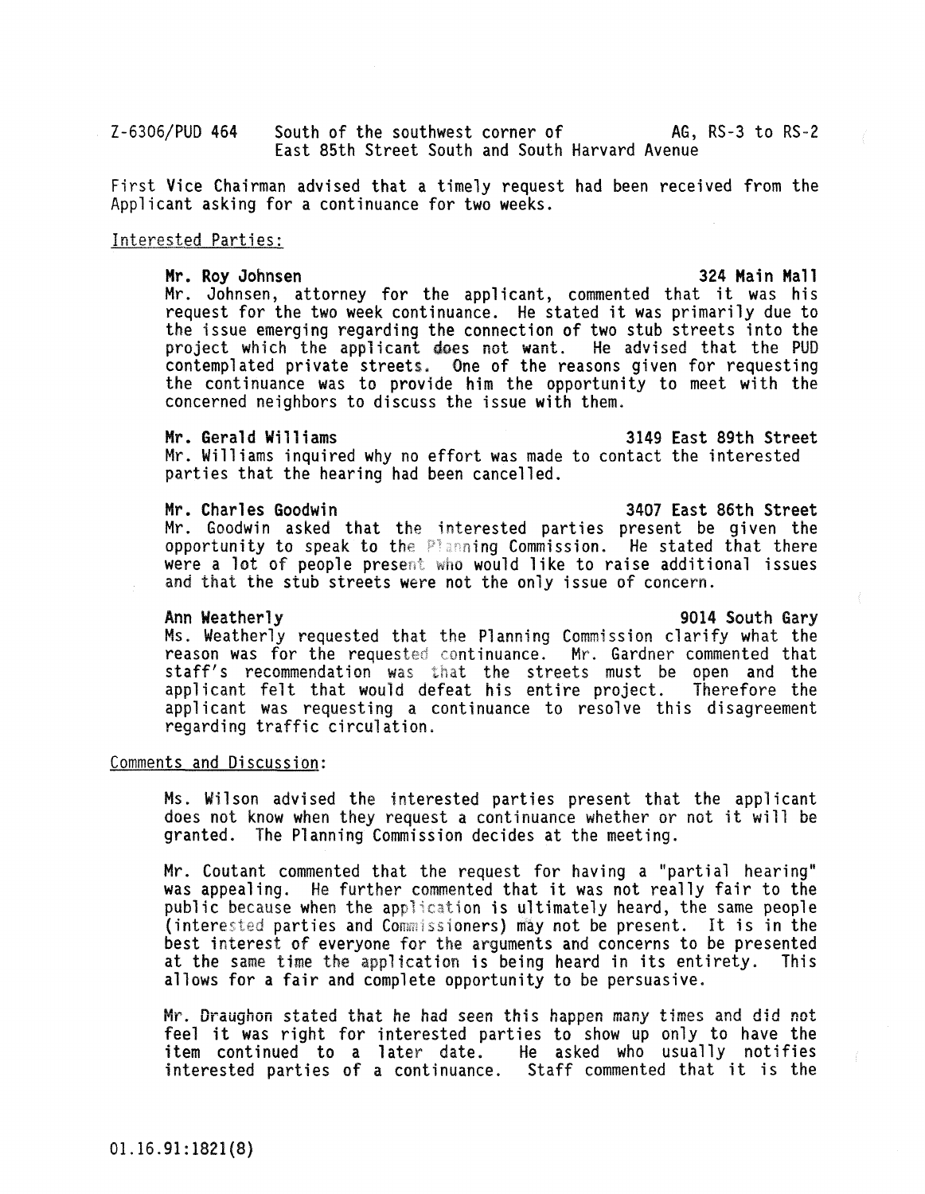Z-6306/PUD 464 South of the southwest corner of East 85th Street South and South Harvard Avenue AG, RS-3 to RS-2

First Vice Chairman advised that a timely request had been received from the Applicant asking for a continuance for two weeks.

Interested Parties:

**Mr. Roy Johnsen** **324 Main Mall**
Mr. Johnsen, attorney for the applicant, commented that it was his request for the two week continuance. He stated it was primarily due to the issue emerging regarding the connection of two stub streets into the project which the applicant does not want. He advised that the PUD contemplated private streets. One of the reasons given for requesting the continuance was to provide him the opportunity to meet with the concerned neighbors to discuss the issue with them.

**Mr. Gerald Williams** **3149 East 89th Street**
Mr. Williams inquired why no effort was made to contact the interested parties that the hearing had been cancelled.

**Mr. Charles Goodwin** **3407 East 86th Street**
Mr. Goodwin asked that the interested parties present be given the opportunity to speak to the Planning Commission. He stated that there were a lot of people present who would like to raise additional issues and that the stub streets were not the only issue of concern.

**Ann Weatherly** **9014 South Gary**
Ms. Weatherly requested that the Planning Commission clarify what the reason was for the requested continuance. Mr. Gardner commented that staff's recommendation was that the streets must be open and the applicant felt that would defeat his entire project. Therefore the applicant was requesting a continuance to resolve this disagreement regarding traffic circulation.

Comments and Discussion:

Ms. Wilson advised the interested parties present that the applicant does not know when they request a continuance whether or not it will be granted. The Planning Commission decides at the meeting.

Mr. Coutant commented that the request for having a "partial hearing" was appealing. He further commented that it was not really fair to the public because when the application is ultimately heard, the same people (interested parties and Commissioners) may not be present. It is in the best interest of everyone for the arguments and concerns to be presented at the same time the application is being heard in its entirety. This allows for a fair and complete opportunity to be persuasive.

Mr. Draughon stated that he had seen this happen many times and did not feel it was right for interested parties to show up only to have the item continued to a later date. He asked who usually notifies interested parties of a continuance. Staff commented that it is the

01.16.91:1821(8)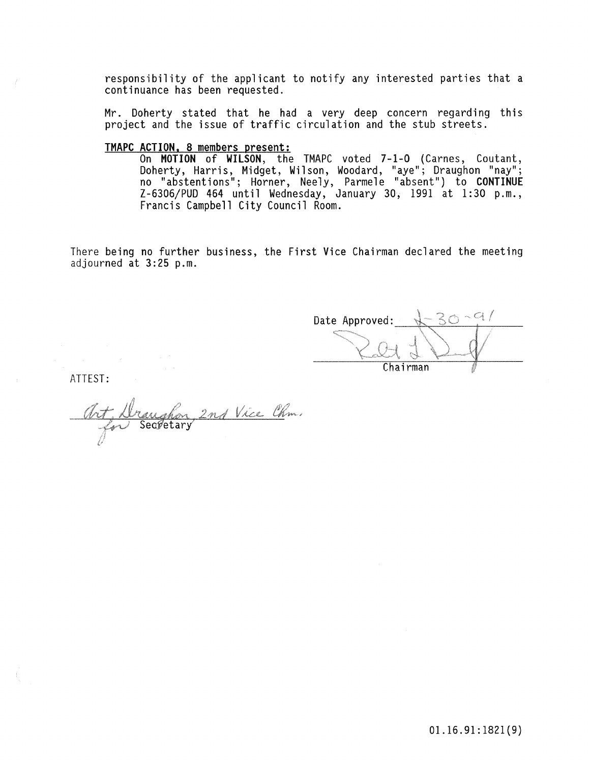responsibility of the applicant to notify any interested parties that a continuance has been requested.

Mr. Doherty stated that he had a very deep concern regarding this project and the issue of traffic circulation and the stub streets.

**TMAPC ACTION, 8 members present:**

On **MOTION** of **WILSON**, the TMAPC voted **7-1-0** (Carnes, Coutant, Doherty, Harris, Midget, Wilson, Woodard, "aye"; Draughon "nay"; no "abstentions"; Horner, Neely, Parmele "absent") to **CONTINUE** Z-6306/PUD 464 until Wednesday, January 30, 1991 at 1:30 p.m., Francis Campbell City Council Room.

There being no further business, the First Vice Chairman declared the meeting adjourned at 3:25 p.m.

Date Approved: 1-30-91

Chairman

ATTEST:

Art Draughon, 2nd Vice Chm. for Secretary

01.16.91:1821(9)